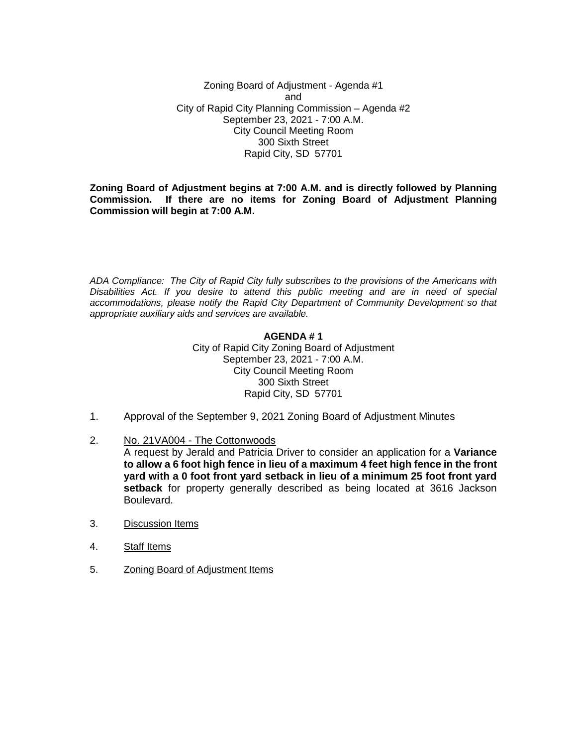Zoning Board of Adjustment - Agenda #1
and
City of Rapid City Planning Commission – Agenda #2
September 23, 2021 - 7:00 A.M.
City Council Meeting Room
300 Sixth Street
Rapid City, SD 57701

**Zoning Board of Adjustment begins at 7:00 A.M. and is directly followed by Planning Commission. If there are no items for Zoning Board of Adjustment Planning Commission will begin at 7:00 A.M.**

*ADA Compliance: The City of Rapid City fully subscribes to the provisions of the Americans with Disabilities Act. If you desire to attend this public meeting and are in need of special accommodations, please notify the Rapid City Department of Community Development so that appropriate auxiliary aids and services are available.*

**AGENDA # 1**

City of Rapid City Zoning Board of Adjustment
September 23, 2021 - 7:00 A.M.
City Council Meeting Room
300 Sixth Street
Rapid City, SD 57701

1. Approval of the September 9, 2021 Zoning Board of Adjustment Minutes

2. No. 21VA004 - The Cottonwoods
   A request by Jerald and Patricia Driver to consider an application for a **Variance to allow a 6 foot high fence in lieu of a maximum 4 feet high fence in the front yard with a 0 foot front yard setback in lieu of a minimum 25 foot front yard setback** for property generally described as being located at 3616 Jackson Boulevard.

3. Discussion Items

4. Staff Items

5. Zoning Board of Adjustment Items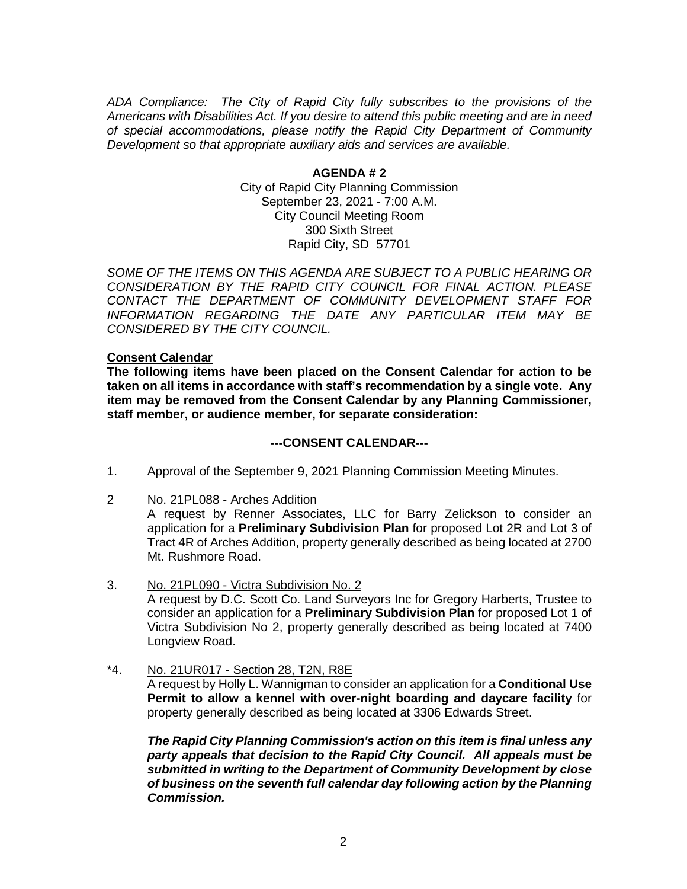*ADA Compliance: The City of Rapid City fully subscribes to the provisions of the Americans with Disabilities Act. If you desire to attend this public meeting and are in need of special accommodations, please notify the Rapid City Department of Community Development so that appropriate auxiliary aids and services are available.*

**AGENDA # 2**

City of Rapid City Planning Commission
September 23, 2021 - 7:00 A.M.
City Council Meeting Room
300 Sixth Street
Rapid City, SD 57701

*SOME OF THE ITEMS ON THIS AGENDA ARE SUBJECT TO A PUBLIC HEARING OR CONSIDERATION BY THE RAPID CITY COUNCIL FOR FINAL ACTION. PLEASE CONTACT THE DEPARTMENT OF COMMUNITY DEVELOPMENT STAFF FOR INFORMATION REGARDING THE DATE ANY PARTICULAR ITEM MAY BE CONSIDERED BY THE CITY COUNCIL.*

**Consent Calendar**

**The following items have been placed on the Consent Calendar for action to be taken on all items in accordance with staff's recommendation by a single vote. Any item may be removed from the Consent Calendar by any Planning Commissioner, staff member, or audience member, for separate consideration:**

**---CONSENT CALENDAR---**

1. Approval of the September 9, 2021 Planning Commission Meeting Minutes.

2 No. 21PL088 - Arches Addition
A request by Renner Associates, LLC for Barry Zelickson to consider an application for a **Preliminary Subdivision Plan** for proposed Lot 2R and Lot 3 of Tract 4R of Arches Addition, property generally described as being located at 2700 Mt. Rushmore Road.

3. No. 21PL090 - Victra Subdivision No. 2
A request by D.C. Scott Co. Land Surveyors Inc for Gregory Harberts, Trustee to consider an application for a **Preliminary Subdivision Plan** for proposed Lot 1 of Victra Subdivision No 2, property generally described as being located at 7400 Longview Road.

*4. No. 21UR017 - Section 28, T2N, R8E
A request by Holly L. Wannigman to consider an application for a **Conditional Use Permit to allow a kennel with over-night boarding and daycare facility** for property generally described as being located at 3306 Edwards Street.

***The Rapid City Planning Commission's action on this item is final unless any party appeals that decision to the Rapid City Council. All appeals must be submitted in writing to the Department of Community Development by close of business on the seventh full calendar day following action by the Planning Commission.***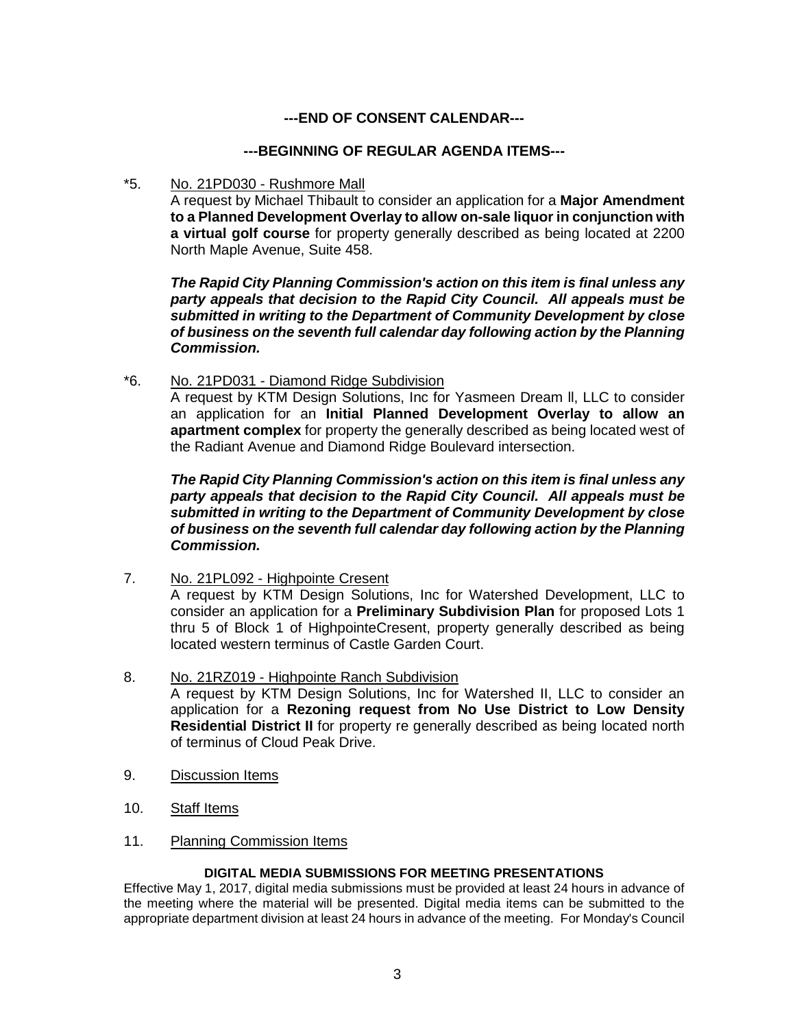**---END OF CONSENT CALENDAR---**

**---BEGINNING OF REGULAR AGENDA ITEMS---**

*5. No. 21PD030 - Rushmore Mall

A request by Michael Thibault to consider an application for a **Major Amendment to a Planned Development Overlay to allow on-sale liquor in conjunction with a virtual golf course** for property generally described as being located at 2200 North Maple Avenue, Suite 458.

***The Rapid City Planning Commission's action on this item is final unless any party appeals that decision to the Rapid City Council. All appeals must be submitted in writing to the Department of Community Development by close of business on the seventh full calendar day following action by the Planning Commission.***

*6. No. 21PD031 - Diamond Ridge Subdivision

A request by KTM Design Solutions, Inc for Yasmeen Dream ll, LLC to consider an application for an **Initial Planned Development Overlay to allow an apartment complex** for property the generally described as being located west of the Radiant Avenue and Diamond Ridge Boulevard intersection.

***The Rapid City Planning Commission's action on this item is final unless any party appeals that decision to the Rapid City Council. All appeals must be submitted in writing to the Department of Community Development by close of business on the seventh full calendar day following action by the Planning Commission.***

7. No. 21PL092 - Highpointe Cresent

A request by KTM Design Solutions, Inc for Watershed Development, LLC to consider an application for a **Preliminary Subdivision Plan** for proposed Lots 1 thru 5 of Block 1 of HighpointeCresent, property generally described as being located western terminus of Castle Garden Court.

8. No. 21RZ019 - Highpointe Ranch Subdivision

A request by KTM Design Solutions, Inc for Watershed II, LLC to consider an application for a **Rezoning request from No Use District to Low Density Residential District II** for property re generally described as being located north of terminus of Cloud Peak Drive.

9. Discussion Items

10. Staff Items

11. Planning Commission Items

**DIGITAL MEDIA SUBMISSIONS FOR MEETING PRESENTATIONS**

Effective May 1, 2017, digital media submissions must be provided at least 24 hours in advance of the meeting where the material will be presented. Digital media items can be submitted to the appropriate department division at least 24 hours in advance of the meeting. For Monday's Council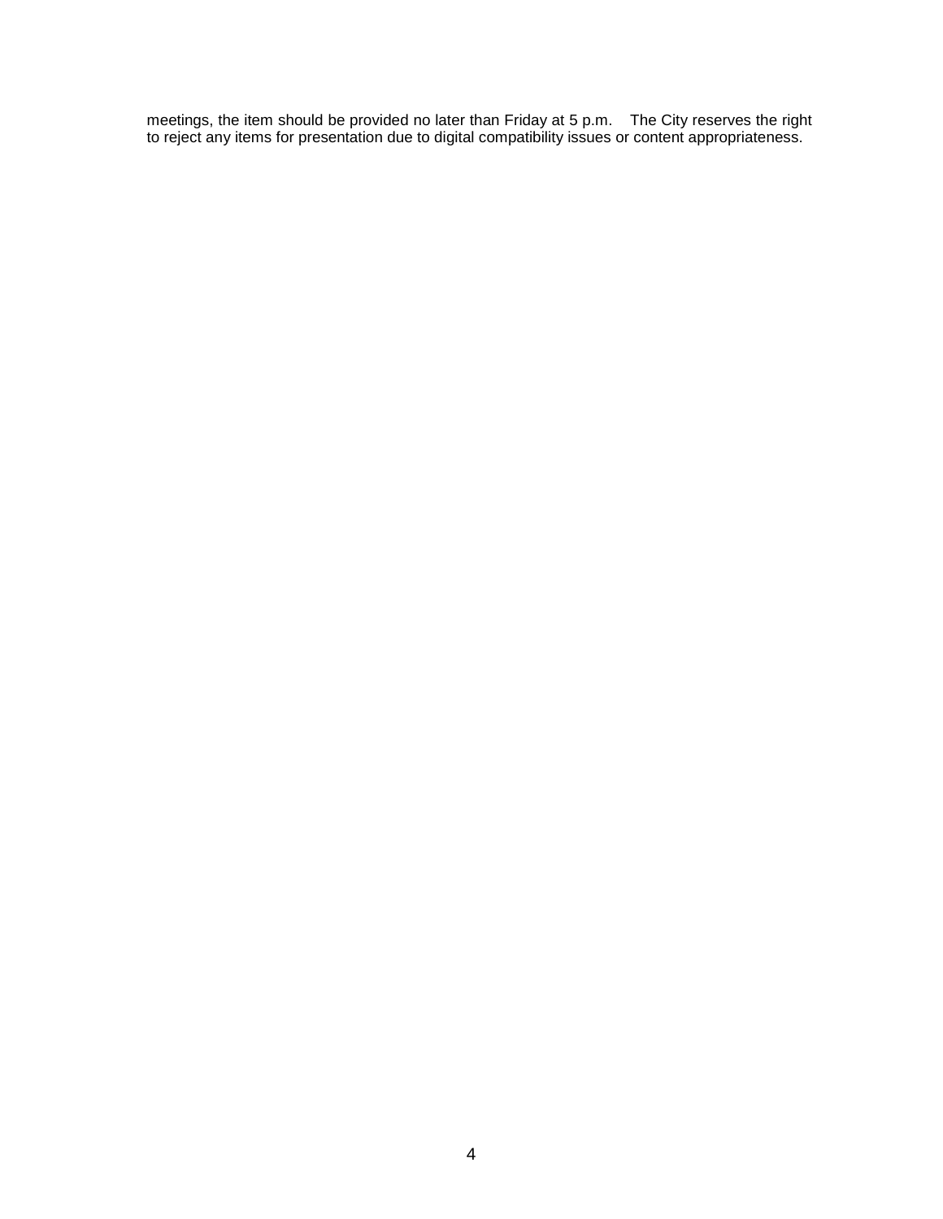meetings, the item should be provided no later than Friday at 5 p.m. The City reserves the right to reject any items for presentation due to digital compatibility issues or content appropriateness.